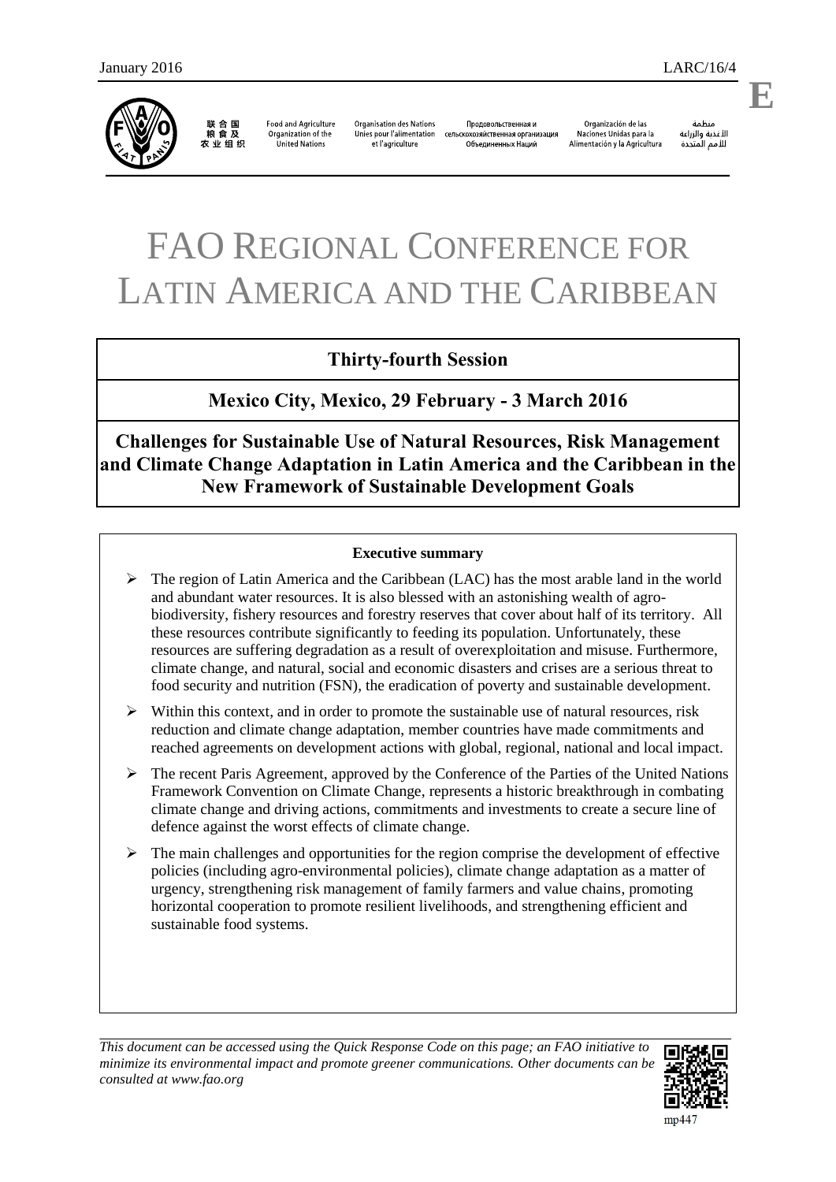January 2016 LARC/16/4

**E**

联合国粮食及农业组织 | Food and Agriculture Organization of the United Nations | Organisation des Nations Unies pour l'alimentation et l'agriculture | Продовольственная и сельскохозяйственная организация Объединенных Наций | Organización de las Naciones Unidas para la Alimentación y la Agricultura | منظمة الأغذية والزراعة للأمم المتحدة

# FAO Regional Conference for Latin America and the Caribbean

## Thirty-fourth Session

## Mexico City, Mexico, 29 February - 3 March 2016

## Challenges for Sustainable Use of Natural Resources, Risk Management and Climate Change Adaptation in Latin America and the Caribbean in the New Framework of Sustainable Development Goals

**Executive summary**

- The region of Latin America and the Caribbean (LAC) has the most arable land in the world and abundant water resources. It is also blessed with an astonishing wealth of agro-biodiversity, fishery resources and forestry reserves that cover about half of its territory. All these resources contribute significantly to feeding its population. Unfortunately, these resources are suffering degradation as a result of overexploitation and misuse. Furthermore, climate change, and natural, social and economic disasters and crises are a serious threat to food security and nutrition (FSN), the eradication of poverty and sustainable development.
- Within this context, and in order to promote the sustainable use of natural resources, risk reduction and climate change adaptation, member countries have made commitments and reached agreements on development actions with global, regional, national and local impact.
- The recent Paris Agreement, approved by the Conference of the Parties of the United Nations Framework Convention on Climate Change, represents a historic breakthrough in combating climate change and driving actions, commitments and investments to create a secure line of defence against the worst effects of climate change.
- The main challenges and opportunities for the region comprise the development of effective policies (including agro-environmental policies), climate change adaptation as a matter of urgency, strengthening risk management of family farmers and value chains, promoting horizontal cooperation to promote resilient livelihoods, and strengthening efficient and sustainable food systems.

*This document can be accessed using the Quick Response Code on this page; an FAO initiative to minimize its environmental impact and promote greener communications. Other documents can be consulted at www.fao.org*

mp447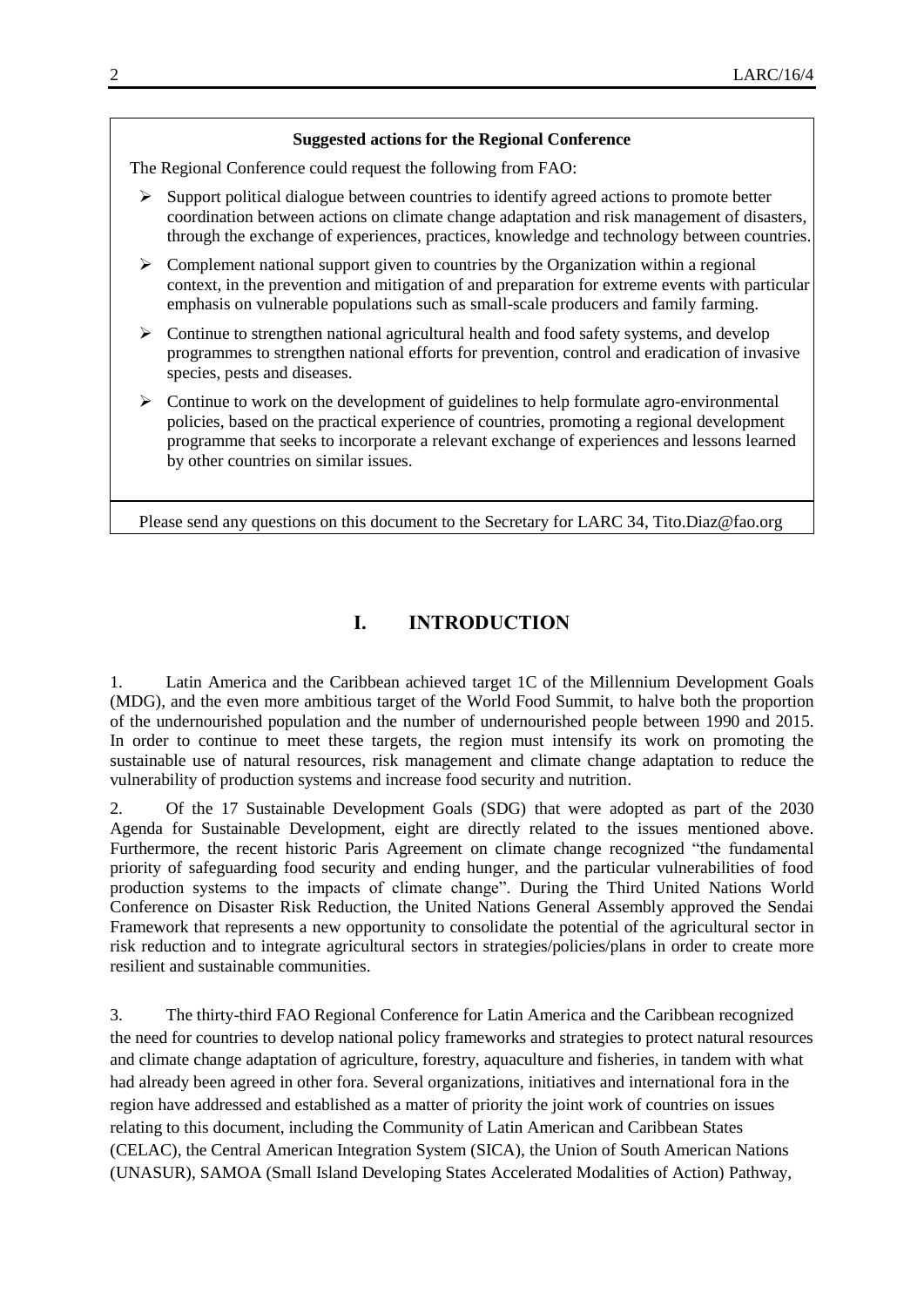**Suggested actions for the Regional Conference**

The Regional Conference could request the following from FAO:

- Support political dialogue between countries to identify agreed actions to promote better coordination between actions on climate change adaptation and risk management of disasters, through the exchange of experiences, practices, knowledge and technology between countries.
- Complement national support given to countries by the Organization within a regional context, in the prevention and mitigation of and preparation for extreme events with particular emphasis on vulnerable populations such as small-scale producers and family farming.
- Continue to strengthen national agricultural health and food safety systems, and develop programmes to strengthen national efforts for prevention, control and eradication of invasive species, pests and diseases.
- Continue to work on the development of guidelines to help formulate agro-environmental policies, based on the practical experience of countries, promoting a regional development programme that seeks to incorporate a relevant exchange of experiences and lessons learned by other countries on similar issues.

Please send any questions on this document to the Secretary for LARC 34, Tito.Diaz@fao.org

# I. INTRODUCTION

1. Latin America and the Caribbean achieved target 1C of the Millennium Development Goals (MDG), and the even more ambitious target of the World Food Summit, to halve both the proportion of the undernourished population and the number of undernourished people between 1990 and 2015. In order to continue to meet these targets, the region must intensify its work on promoting the sustainable use of natural resources, risk management and climate change adaptation to reduce the vulnerability of production systems and increase food security and nutrition.

2. Of the 17 Sustainable Development Goals (SDG) that were adopted as part of the 2030 Agenda for Sustainable Development, eight are directly related to the issues mentioned above. Furthermore, the recent historic Paris Agreement on climate change recognized "the fundamental priority of safeguarding food security and ending hunger, and the particular vulnerabilities of food production systems to the impacts of climate change". During the Third United Nations World Conference on Disaster Risk Reduction, the United Nations General Assembly approved the Sendai Framework that represents a new opportunity to consolidate the potential of the agricultural sector in risk reduction and to integrate agricultural sectors in strategies/policies/plans in order to create more resilient and sustainable communities.

3. The thirty-third FAO Regional Conference for Latin America and the Caribbean recognized the need for countries to develop national policy frameworks and strategies to protect natural resources and climate change adaptation of agriculture, forestry, aquaculture and fisheries, in tandem with what had already been agreed in other fora. Several organizations, initiatives and international fora in the region have addressed and established as a matter of priority the joint work of countries on issues relating to this document, including the Community of Latin American and Caribbean States (CELAC), the Central American Integration System (SICA), the Union of South American Nations (UNASUR), SAMOA (Small Island Developing States Accelerated Modalities of Action) Pathway,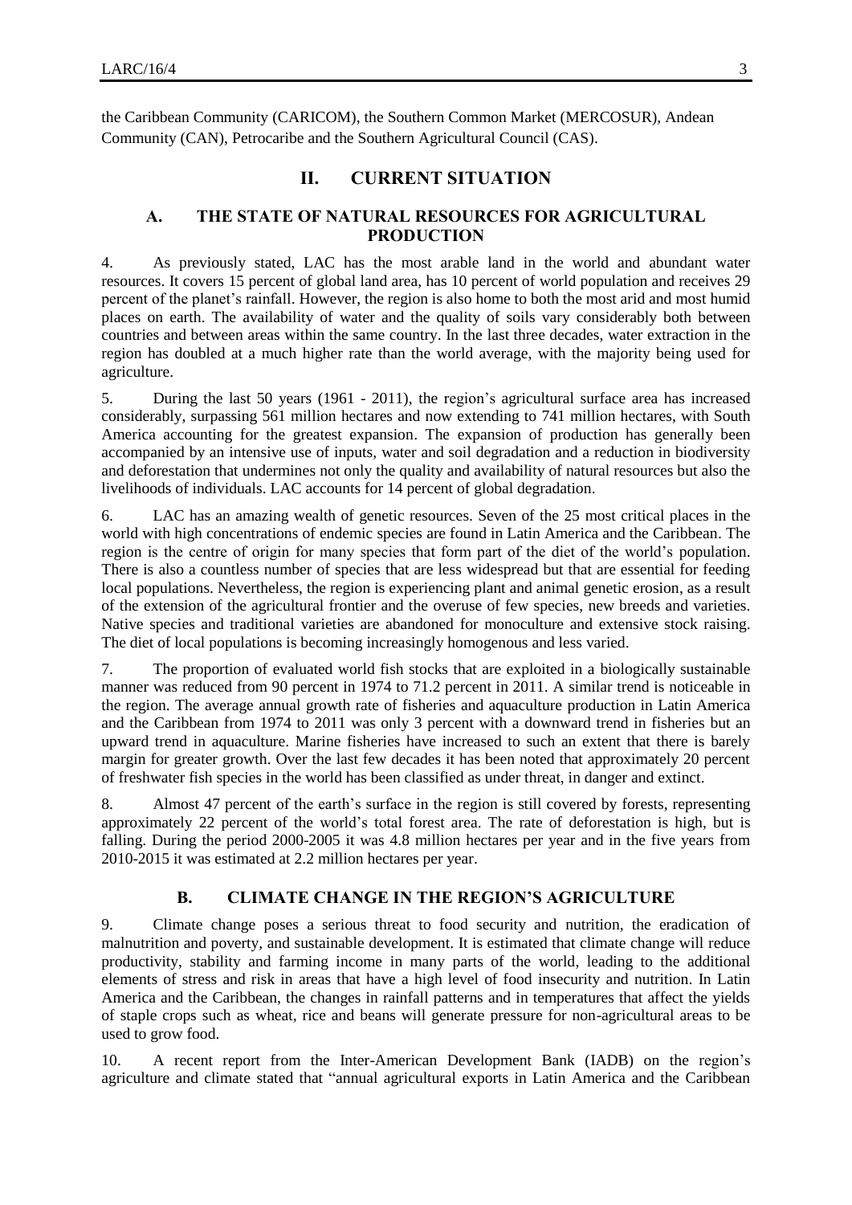the Caribbean Community (CARICOM), the Southern Common Market (MERCOSUR), Andean Community (CAN), Petrocaribe and the Southern Agricultural Council (CAS).

## II. CURRENT SITUATION

### A. THE STATE OF NATURAL RESOURCES FOR AGRICULTURAL PRODUCTION

4. As previously stated, LAC has the most arable land in the world and abundant water resources. It covers 15 percent of global land area, has 10 percent of world population and receives 29 percent of the planet's rainfall. However, the region is also home to both the most arid and most humid places on earth. The availability of water and the quality of soils vary considerably both between countries and between areas within the same country. In the last three decades, water extraction in the region has doubled at a much higher rate than the world average, with the majority being used for agriculture.

5. During the last 50 years (1961 - 2011), the region's agricultural surface area has increased considerably, surpassing 561 million hectares and now extending to 741 million hectares, with South America accounting for the greatest expansion. The expansion of production has generally been accompanied by an intensive use of inputs, water and soil degradation and a reduction in biodiversity and deforestation that undermines not only the quality and availability of natural resources but also the livelihoods of individuals. LAC accounts for 14 percent of global degradation.

6. LAC has an amazing wealth of genetic resources. Seven of the 25 most critical places in the world with high concentrations of endemic species are found in Latin America and the Caribbean. The region is the centre of origin for many species that form part of the diet of the world's population. There is also a countless number of species that are less widespread but that are essential for feeding local populations. Nevertheless, the region is experiencing plant and animal genetic erosion, as a result of the extension of the agricultural frontier and the overuse of few species, new breeds and varieties. Native species and traditional varieties are abandoned for monoculture and extensive stock raising. The diet of local populations is becoming increasingly homogenous and less varied.

7. The proportion of evaluated world fish stocks that are exploited in a biologically sustainable manner was reduced from 90 percent in 1974 to 71.2 percent in 2011. A similar trend is noticeable in the region. The average annual growth rate of fisheries and aquaculture production in Latin America and the Caribbean from 1974 to 2011 was only 3 percent with a downward trend in fisheries but an upward trend in aquaculture. Marine fisheries have increased to such an extent that there is barely margin for greater growth. Over the last few decades it has been noted that approximately 20 percent of freshwater fish species in the world has been classified as under threat, in danger and extinct.

8. Almost 47 percent of the earth's surface in the region is still covered by forests, representing approximately 22 percent of the world's total forest area. The rate of deforestation is high, but is falling. During the period 2000-2005 it was 4.8 million hectares per year and in the five years from 2010-2015 it was estimated at 2.2 million hectares per year.

### B. CLIMATE CHANGE IN THE REGION'S AGRICULTURE

9. Climate change poses a serious threat to food security and nutrition, the eradication of malnutrition and poverty, and sustainable development. It is estimated that climate change will reduce productivity, stability and farming income in many parts of the world, leading to the additional elements of stress and risk in areas that have a high level of food insecurity and nutrition. In Latin America and the Caribbean, the changes in rainfall patterns and in temperatures that affect the yields of staple crops such as wheat, rice and beans will generate pressure for non-agricultural areas to be used to grow food.

10. A recent report from the Inter-American Development Bank (IADB) on the region's agriculture and climate stated that "annual agricultural exports in Latin America and the Caribbean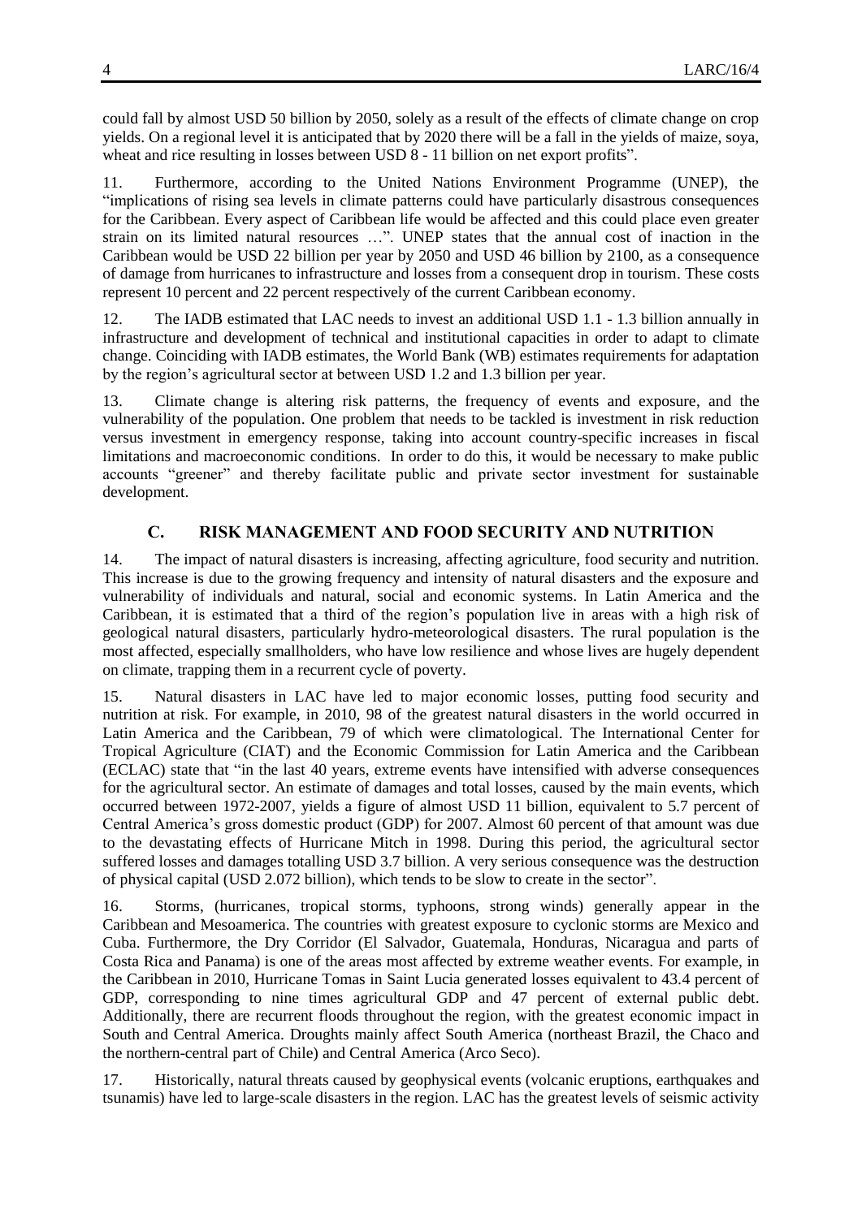could fall by almost USD 50 billion by 2050, solely as a result of the effects of climate change on crop yields. On a regional level it is anticipated that by 2020 there will be a fall in the yields of maize, soya, wheat and rice resulting in losses between USD 8 - 11 billion on net export profits".

11. Furthermore, according to the United Nations Environment Programme (UNEP), the "implications of rising sea levels in climate patterns could have particularly disastrous consequences for the Caribbean. Every aspect of Caribbean life would be affected and this could place even greater strain on its limited natural resources …". UNEP states that the annual cost of inaction in the Caribbean would be USD 22 billion per year by 2050 and USD 46 billion by 2100, as a consequence of damage from hurricanes to infrastructure and losses from a consequent drop in tourism. These costs represent 10 percent and 22 percent respectively of the current Caribbean economy.

12. The IADB estimated that LAC needs to invest an additional USD 1.1 - 1.3 billion annually in infrastructure and development of technical and institutional capacities in order to adapt to climate change. Coinciding with IADB estimates, the World Bank (WB) estimates requirements for adaptation by the region's agricultural sector at between USD 1.2 and 1.3 billion per year.

13. Climate change is altering risk patterns, the frequency of events and exposure, and the vulnerability of the population. One problem that needs to be tackled is investment in risk reduction versus investment in emergency response, taking into account country-specific increases in fiscal limitations and macroeconomic conditions. In order to do this, it would be necessary to make public accounts "greener" and thereby facilitate public and private sector investment for sustainable development.

## C. RISK MANAGEMENT AND FOOD SECURITY AND NUTRITION

14. The impact of natural disasters is increasing, affecting agriculture, food security and nutrition. This increase is due to the growing frequency and intensity of natural disasters and the exposure and vulnerability of individuals and natural, social and economic systems. In Latin America and the Caribbean, it is estimated that a third of the region's population live in areas with a high risk of geological natural disasters, particularly hydro-meteorological disasters. The rural population is the most affected, especially smallholders, who have low resilience and whose lives are hugely dependent on climate, trapping them in a recurrent cycle of poverty.

15. Natural disasters in LAC have led to major economic losses, putting food security and nutrition at risk. For example, in 2010, 98 of the greatest natural disasters in the world occurred in Latin America and the Caribbean, 79 of which were climatological. The International Center for Tropical Agriculture (CIAT) and the Economic Commission for Latin America and the Caribbean (ECLAC) state that "in the last 40 years, extreme events have intensified with adverse consequences for the agricultural sector. An estimate of damages and total losses, caused by the main events, which occurred between 1972-2007, yields a figure of almost USD 11 billion, equivalent to 5.7 percent of Central America's gross domestic product (GDP) for 2007. Almost 60 percent of that amount was due to the devastating effects of Hurricane Mitch in 1998. During this period, the agricultural sector suffered losses and damages totalling USD 3.7 billion. A very serious consequence was the destruction of physical capital (USD 2.072 billion), which tends to be slow to create in the sector".

16. Storms, (hurricanes, tropical storms, typhoons, strong winds) generally appear in the Caribbean and Mesoamerica. The countries with greatest exposure to cyclonic storms are Mexico and Cuba. Furthermore, the Dry Corridor (El Salvador, Guatemala, Honduras, Nicaragua and parts of Costa Rica and Panama) is one of the areas most affected by extreme weather events. For example, in the Caribbean in 2010, Hurricane Tomas in Saint Lucia generated losses equivalent to 43.4 percent of GDP, corresponding to nine times agricultural GDP and 47 percent of external public debt. Additionally, there are recurrent floods throughout the region, with the greatest economic impact in South and Central America. Droughts mainly affect South America (northeast Brazil, the Chaco and the northern-central part of Chile) and Central America (Arco Seco).

17. Historically, natural threats caused by geophysical events (volcanic eruptions, earthquakes and tsunamis) have led to large-scale disasters in the region. LAC has the greatest levels of seismic activity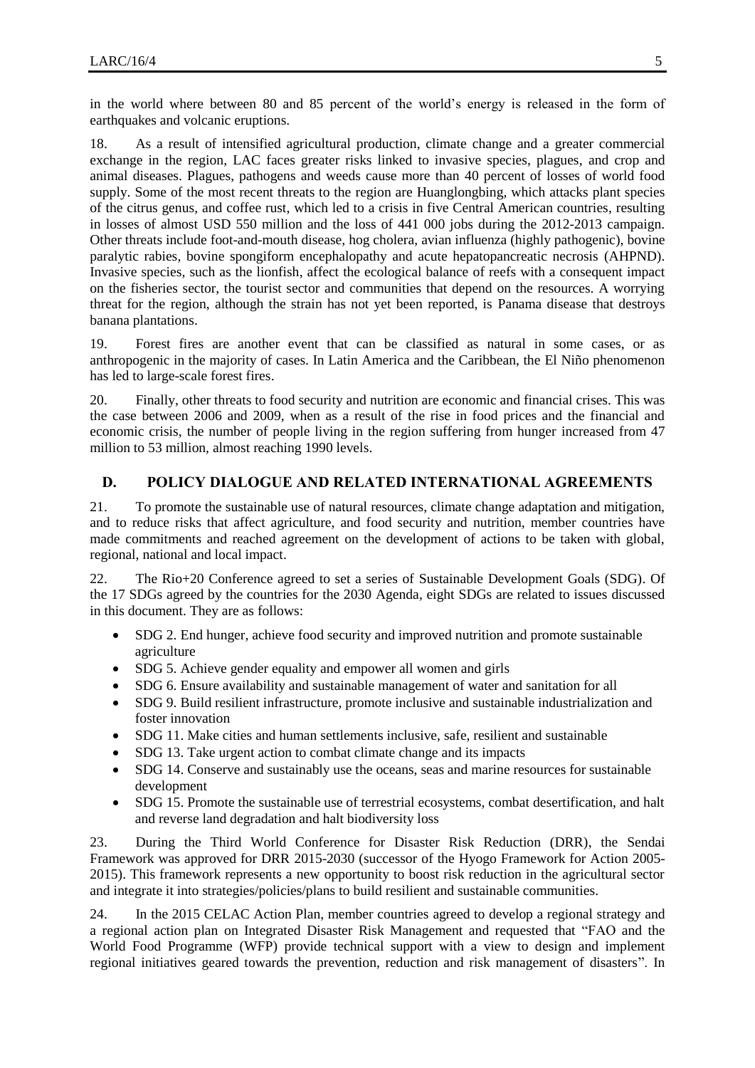in the world where between 80 and 85 percent of the world's energy is released in the form of earthquakes and volcanic eruptions.

18. As a result of intensified agricultural production, climate change and a greater commercial exchange in the region, LAC faces greater risks linked to invasive species, plagues, and crop and animal diseases. Plagues, pathogens and weeds cause more than 40 percent of losses of world food supply. Some of the most recent threats to the region are Huanglongbing, which attacks plant species of the citrus genus, and coffee rust, which led to a crisis in five Central American countries, resulting in losses of almost USD 550 million and the loss of 441 000 jobs during the 2012-2013 campaign. Other threats include foot-and-mouth disease, hog cholera, avian influenza (highly pathogenic), bovine paralytic rabies, bovine spongiform encephalopathy and acute hepatopancreatic necrosis (AHPND). Invasive species, such as the lionfish, affect the ecological balance of reefs with a consequent impact on the fisheries sector, the tourist sector and communities that depend on the resources. A worrying threat for the region, although the strain has not yet been reported, is Panama disease that destroys banana plantations.

19. Forest fires are another event that can be classified as natural in some cases, or as anthropogenic in the majority of cases. In Latin America and the Caribbean, the El Niño phenomenon has led to large-scale forest fires.

20. Finally, other threats to food security and nutrition are economic and financial crises. This was the case between 2006 and 2009, when as a result of the rise in food prices and the financial and economic crisis, the number of people living in the region suffering from hunger increased from 47 million to 53 million, almost reaching 1990 levels.

## D. POLICY DIALOGUE AND RELATED INTERNATIONAL AGREEMENTS

21. To promote the sustainable use of natural resources, climate change adaptation and mitigation, and to reduce risks that affect agriculture, and food security and nutrition, member countries have made commitments and reached agreement on the development of actions to be taken with global, regional, national and local impact.

22. The Rio+20 Conference agreed to set a series of Sustainable Development Goals (SDG). Of the 17 SDGs agreed by the countries for the 2030 Agenda, eight SDGs are related to issues discussed in this document. They are as follows:

- SDG 2. End hunger, achieve food security and improved nutrition and promote sustainable agriculture
- SDG 5. Achieve gender equality and empower all women and girls
- SDG 6. Ensure availability and sustainable management of water and sanitation for all
- SDG 9. Build resilient infrastructure, promote inclusive and sustainable industrialization and foster innovation
- SDG 11. Make cities and human settlements inclusive, safe, resilient and sustainable
- SDG 13. Take urgent action to combat climate change and its impacts
- SDG 14. Conserve and sustainably use the oceans, seas and marine resources for sustainable development
- SDG 15. Promote the sustainable use of terrestrial ecosystems, combat desertification, and halt and reverse land degradation and halt biodiversity loss

23. During the Third World Conference for Disaster Risk Reduction (DRR), the Sendai Framework was approved for DRR 2015-2030 (successor of the Hyogo Framework for Action 2005-2015). This framework represents a new opportunity to boost risk reduction in the agricultural sector and integrate it into strategies/policies/plans to build resilient and sustainable communities.

24. In the 2015 CELAC Action Plan, member countries agreed to develop a regional strategy and a regional action plan on Integrated Disaster Risk Management and requested that "FAO and the World Food Programme (WFP) provide technical support with a view to design and implement regional initiatives geared towards the prevention, reduction and risk management of disasters". In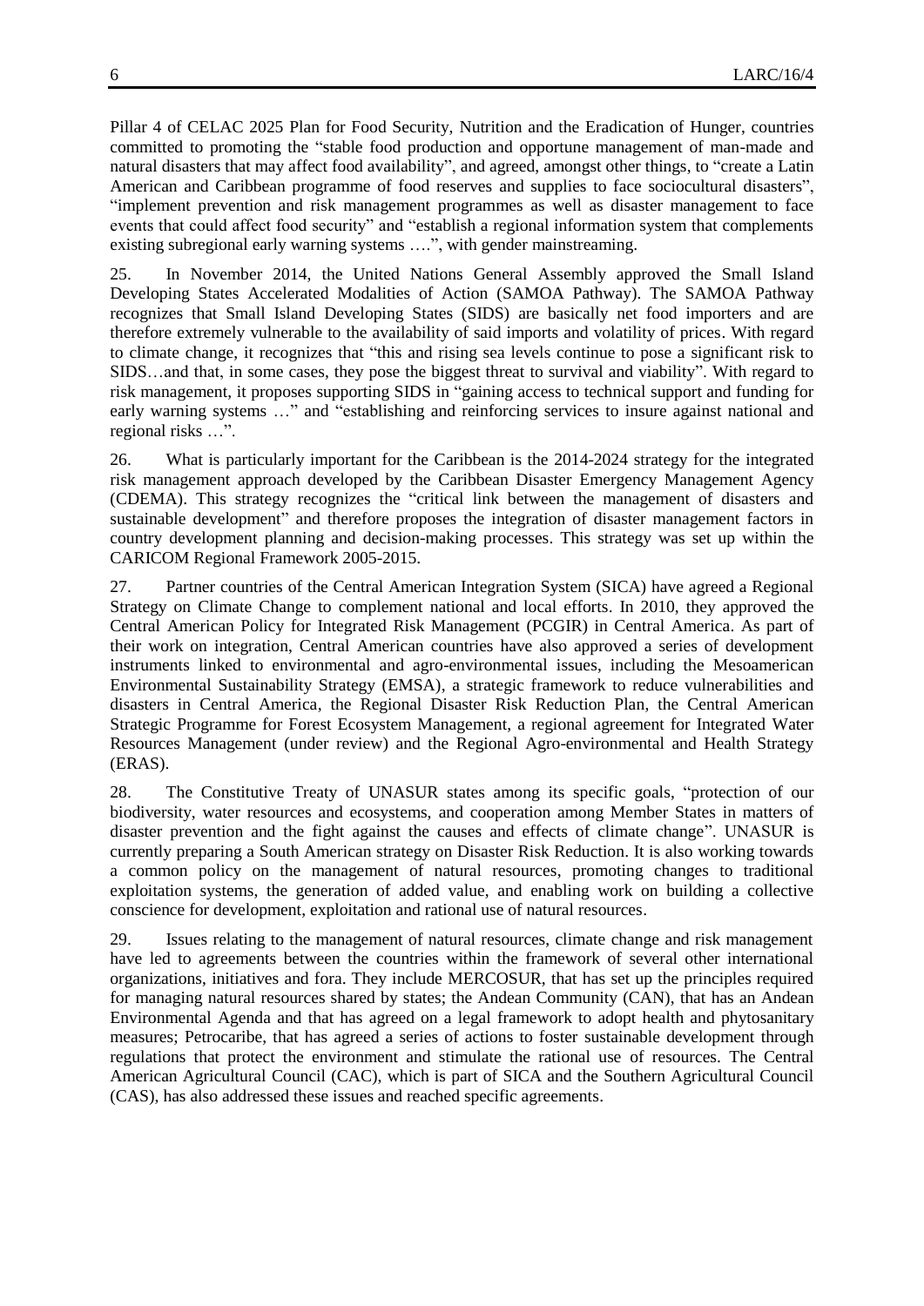Pillar 4 of CELAC 2025 Plan for Food Security, Nutrition and the Eradication of Hunger, countries committed to promoting the "stable food production and opportune management of man-made and natural disasters that may affect food availability", and agreed, amongst other things, to "create a Latin American and Caribbean programme of food reserves and supplies to face sociocultural disasters", "implement prevention and risk management programmes as well as disaster management to face events that could affect food security" and "establish a regional information system that complements existing subregional early warning systems ….", with gender mainstreaming.

25. In November 2014, the United Nations General Assembly approved the Small Island Developing States Accelerated Modalities of Action (SAMOA Pathway). The SAMOA Pathway recognizes that Small Island Developing States (SIDS) are basically net food importers and are therefore extremely vulnerable to the availability of said imports and volatility of prices. With regard to climate change, it recognizes that "this and rising sea levels continue to pose a significant risk to SIDS…and that, in some cases, they pose the biggest threat to survival and viability". With regard to risk management, it proposes supporting SIDS in "gaining access to technical support and funding for early warning systems …" and "establishing and reinforcing services to insure against national and regional risks …".

26. What is particularly important for the Caribbean is the 2014-2024 strategy for the integrated risk management approach developed by the Caribbean Disaster Emergency Management Agency (CDEMA). This strategy recognizes the "critical link between the management of disasters and sustainable development" and therefore proposes the integration of disaster management factors in country development planning and decision-making processes. This strategy was set up within the CARICOM Regional Framework 2005-2015.

27. Partner countries of the Central American Integration System (SICA) have agreed a Regional Strategy on Climate Change to complement national and local efforts. In 2010, they approved the Central American Policy for Integrated Risk Management (PCGIR) in Central America. As part of their work on integration, Central American countries have also approved a series of development instruments linked to environmental and agro-environmental issues, including the Mesoamerican Environmental Sustainability Strategy (EMSA), a strategic framework to reduce vulnerabilities and disasters in Central America, the Regional Disaster Risk Reduction Plan, the Central American Strategic Programme for Forest Ecosystem Management, a regional agreement for Integrated Water Resources Management (under review) and the Regional Agro-environmental and Health Strategy (ERAS).

28. The Constitutive Treaty of UNASUR states among its specific goals, "protection of our biodiversity, water resources and ecosystems, and cooperation among Member States in matters of disaster prevention and the fight against the causes and effects of climate change". UNASUR is currently preparing a South American strategy on Disaster Risk Reduction. It is also working towards a common policy on the management of natural resources, promoting changes to traditional exploitation systems, the generation of added value, and enabling work on building a collective conscience for development, exploitation and rational use of natural resources.

29. Issues relating to the management of natural resources, climate change and risk management have led to agreements between the countries within the framework of several other international organizations, initiatives and fora. They include MERCOSUR, that has set up the principles required for managing natural resources shared by states; the Andean Community (CAN), that has an Andean Environmental Agenda and that has agreed on a legal framework to adopt health and phytosanitary measures; Petrocaribe, that has agreed a series of actions to foster sustainable development through regulations that protect the environment and stimulate the rational use of resources. The Central American Agricultural Council (CAC), which is part of SICA and the Southern Agricultural Council (CAS), has also addressed these issues and reached specific agreements.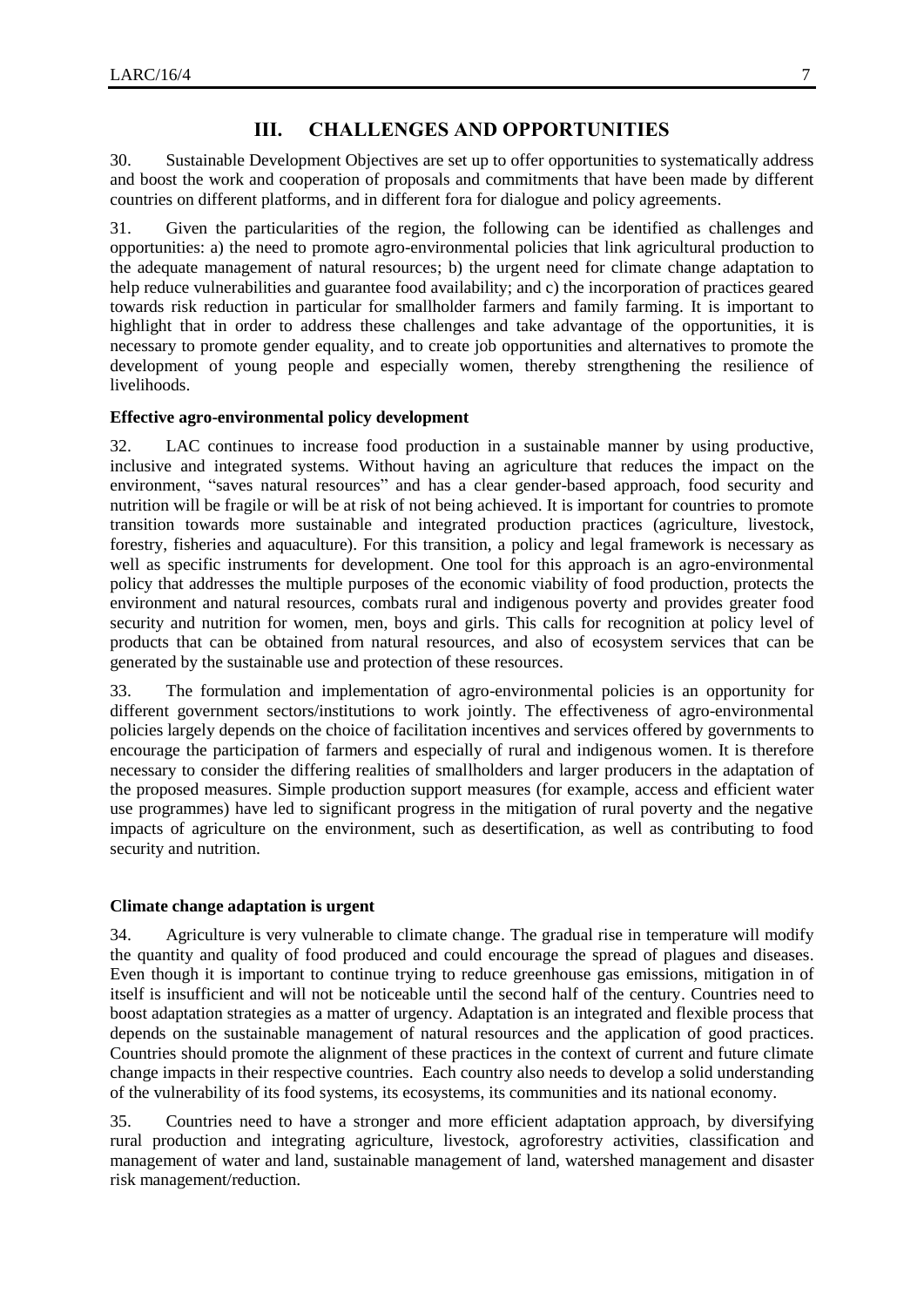## III. CHALLENGES AND OPPORTUNITIES

30. Sustainable Development Objectives are set up to offer opportunities to systematically address and boost the work and cooperation of proposals and commitments that have been made by different countries on different platforms, and in different fora for dialogue and policy agreements.

31. Given the particularities of the region, the following can be identified as challenges and opportunities: a) the need to promote agro-environmental policies that link agricultural production to the adequate management of natural resources; b) the urgent need for climate change adaptation to help reduce vulnerabilities and guarantee food availability; and c) the incorporation of practices geared towards risk reduction in particular for smallholder farmers and family farming. It is important to highlight that in order to address these challenges and take advantage of the opportunities, it is necessary to promote gender equality, and to create job opportunities and alternatives to promote the development of young people and especially women, thereby strengthening the resilience of livelihoods.

**Effective agro-environmental policy development**

32. LAC continues to increase food production in a sustainable manner by using productive, inclusive and integrated systems. Without having an agriculture that reduces the impact on the environment, "saves natural resources" and has a clear gender-based approach, food security and nutrition will be fragile or will be at risk of not being achieved. It is important for countries to promote transition towards more sustainable and integrated production practices (agriculture, livestock, forestry, fisheries and aquaculture). For this transition, a policy and legal framework is necessary as well as specific instruments for development. One tool for this approach is an agro-environmental policy that addresses the multiple purposes of the economic viability of food production, protects the environment and natural resources, combats rural and indigenous poverty and provides greater food security and nutrition for women, men, boys and girls. This calls for recognition at policy level of products that can be obtained from natural resources, and also of ecosystem services that can be generated by the sustainable use and protection of these resources.

33. The formulation and implementation of agro-environmental policies is an opportunity for different government sectors/institutions to work jointly. The effectiveness of agro-environmental policies largely depends on the choice of facilitation incentives and services offered by governments to encourage the participation of farmers and especially of rural and indigenous women. It is therefore necessary to consider the differing realities of smallholders and larger producers in the adaptation of the proposed measures. Simple production support measures (for example, access and efficient water use programmes) have led to significant progress in the mitigation of rural poverty and the negative impacts of agriculture on the environment, such as desertification, as well as contributing to food security and nutrition.

**Climate change adaptation is urgent**

34. Agriculture is very vulnerable to climate change. The gradual rise in temperature will modify the quantity and quality of food produced and could encourage the spread of plagues and diseases. Even though it is important to continue trying to reduce greenhouse gas emissions, mitigation in of itself is insufficient and will not be noticeable until the second half of the century. Countries need to boost adaptation strategies as a matter of urgency. Adaptation is an integrated and flexible process that depends on the sustainable management of natural resources and the application of good practices. Countries should promote the alignment of these practices in the context of current and future climate change impacts in their respective countries. Each country also needs to develop a solid understanding of the vulnerability of its food systems, its ecosystems, its communities and its national economy.

35. Countries need to have a stronger and more efficient adaptation approach, by diversifying rural production and integrating agriculture, livestock, agroforestry activities, classification and management of water and land, sustainable management of land, watershed management and disaster risk management/reduction.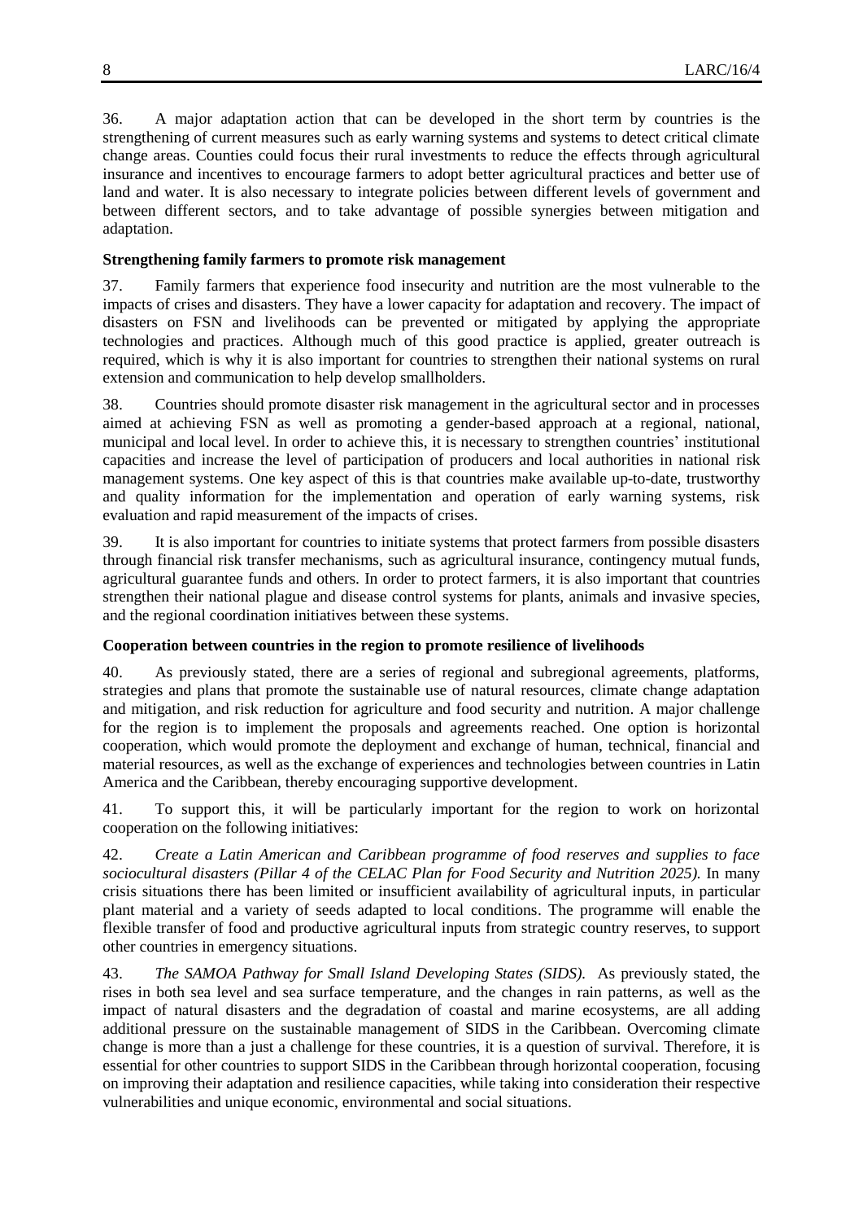36. A major adaptation action that can be developed in the short term by countries is the strengthening of current measures such as early warning systems and systems to detect critical climate change areas. Counties could focus their rural investments to reduce the effects through agricultural insurance and incentives to encourage farmers to adopt better agricultural practices and better use of land and water. It is also necessary to integrate policies between different levels of government and between different sectors, and to take advantage of possible synergies between mitigation and adaptation.

**Strengthening family farmers to promote risk management**

37. Family farmers that experience food insecurity and nutrition are the most vulnerable to the impacts of crises and disasters. They have a lower capacity for adaptation and recovery. The impact of disasters on FSN and livelihoods can be prevented or mitigated by applying the appropriate technologies and practices. Although much of this good practice is applied, greater outreach is required, which is why it is also important for countries to strengthen their national systems on rural extension and communication to help develop smallholders.

38. Countries should promote disaster risk management in the agricultural sector and in processes aimed at achieving FSN as well as promoting a gender-based approach at a regional, national, municipal and local level. In order to achieve this, it is necessary to strengthen countries' institutional capacities and increase the level of participation of producers and local authorities in national risk management systems. One key aspect of this is that countries make available up-to-date, trustworthy and quality information for the implementation and operation of early warning systems, risk evaluation and rapid measurement of the impacts of crises.

39. It is also important for countries to initiate systems that protect farmers from possible disasters through financial risk transfer mechanisms, such as agricultural insurance, contingency mutual funds, agricultural guarantee funds and others. In order to protect farmers, it is also important that countries strengthen their national plague and disease control systems for plants, animals and invasive species, and the regional coordination initiatives between these systems.

**Cooperation between countries in the region to promote resilience of livelihoods**

40. As previously stated, there are a series of regional and subregional agreements, platforms, strategies and plans that promote the sustainable use of natural resources, climate change adaptation and mitigation, and risk reduction for agriculture and food security and nutrition. A major challenge for the region is to implement the proposals and agreements reached. One option is horizontal cooperation, which would promote the deployment and exchange of human, technical, financial and material resources, as well as the exchange of experiences and technologies between countries in Latin America and the Caribbean, thereby encouraging supportive development.

41. To support this, it will be particularly important for the region to work on horizontal cooperation on the following initiatives:

42. *Create a Latin American and Caribbean programme of food reserves and supplies to face sociocultural disasters (Pillar 4 of the CELAC Plan for Food Security and Nutrition 2025).* In many crisis situations there has been limited or insufficient availability of agricultural inputs, in particular plant material and a variety of seeds adapted to local conditions. The programme will enable the flexible transfer of food and productive agricultural inputs from strategic country reserves, to support other countries in emergency situations.

43. *The SAMOA Pathway for Small Island Developing States (SIDS).* As previously stated, the rises in both sea level and sea surface temperature, and the changes in rain patterns, as well as the impact of natural disasters and the degradation of coastal and marine ecosystems, are all adding additional pressure on the sustainable management of SIDS in the Caribbean. Overcoming climate change is more than a just a challenge for these countries, it is a question of survival. Therefore, it is essential for other countries to support SIDS in the Caribbean through horizontal cooperation, focusing on improving their adaptation and resilience capacities, while taking into consideration their respective vulnerabilities and unique economic, environmental and social situations.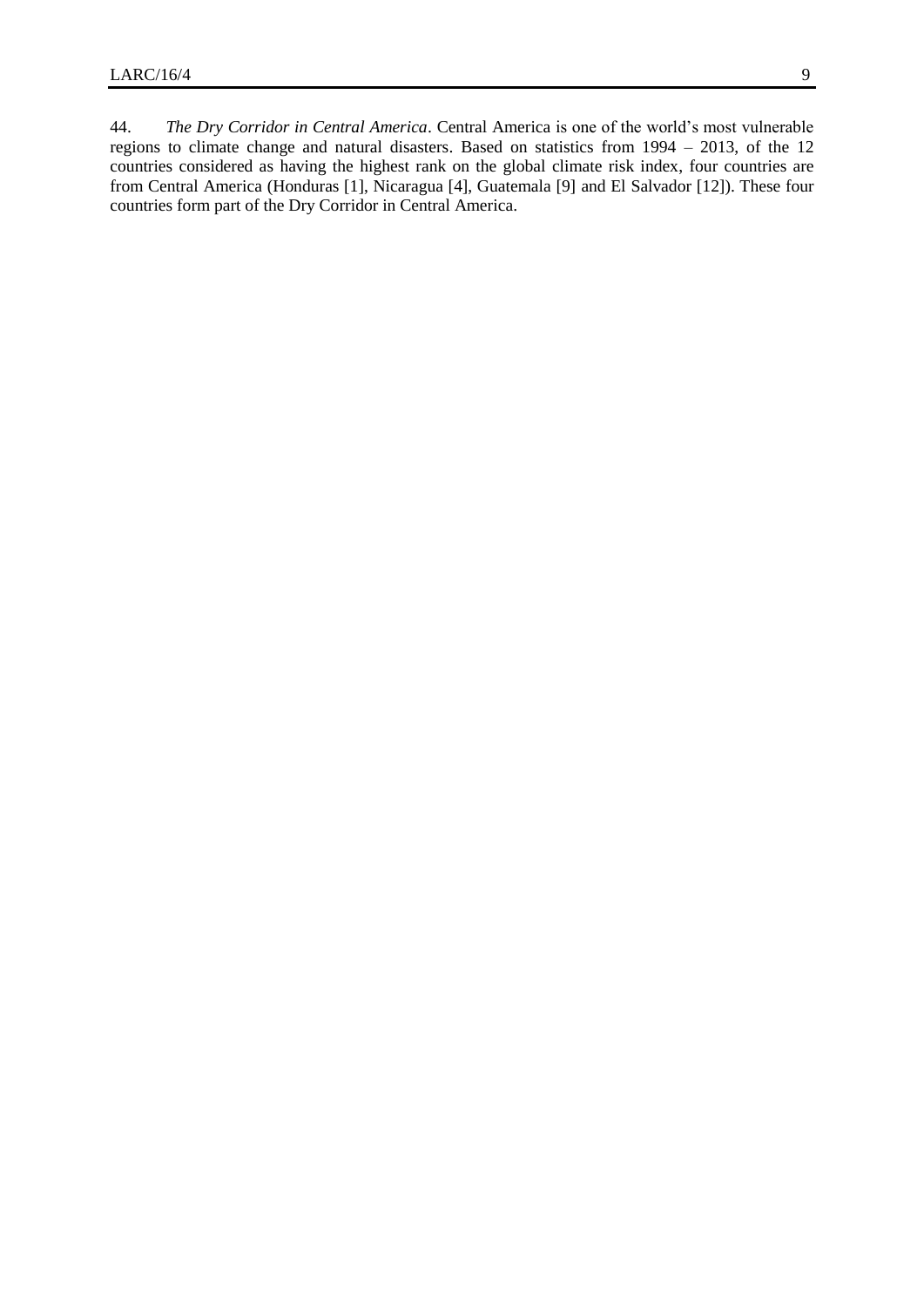44. *The Dry Corridor in Central America*. Central America is one of the world's most vulnerable regions to climate change and natural disasters. Based on statistics from 1994 – 2013, of the 12 countries considered as having the highest rank on the global climate risk index, four countries are from Central America (Honduras [1], Nicaragua [4], Guatemala [9] and El Salvador [12]). These four countries form part of the Dry Corridor in Central America.